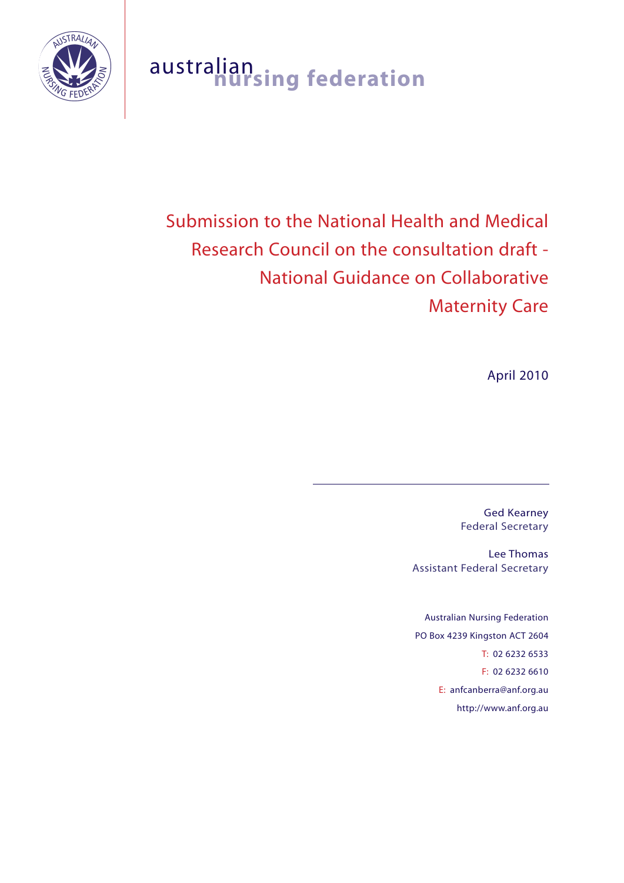australian nursing federation

# Submission to the National Health and Medical Research Council on the consultation draft - National Guidance on Collaborative Maternity Care

April 2010

Ged Kearney
Federal Secretary

Lee Thomas
Assistant Federal Secretary

Australian Nursing Federation
PO Box 4239 Kingston ACT 2604
T: 02 6232 6533
F: 02 6232 6610
E: anfcanberra@anf.org.au
http://www.anf.org.au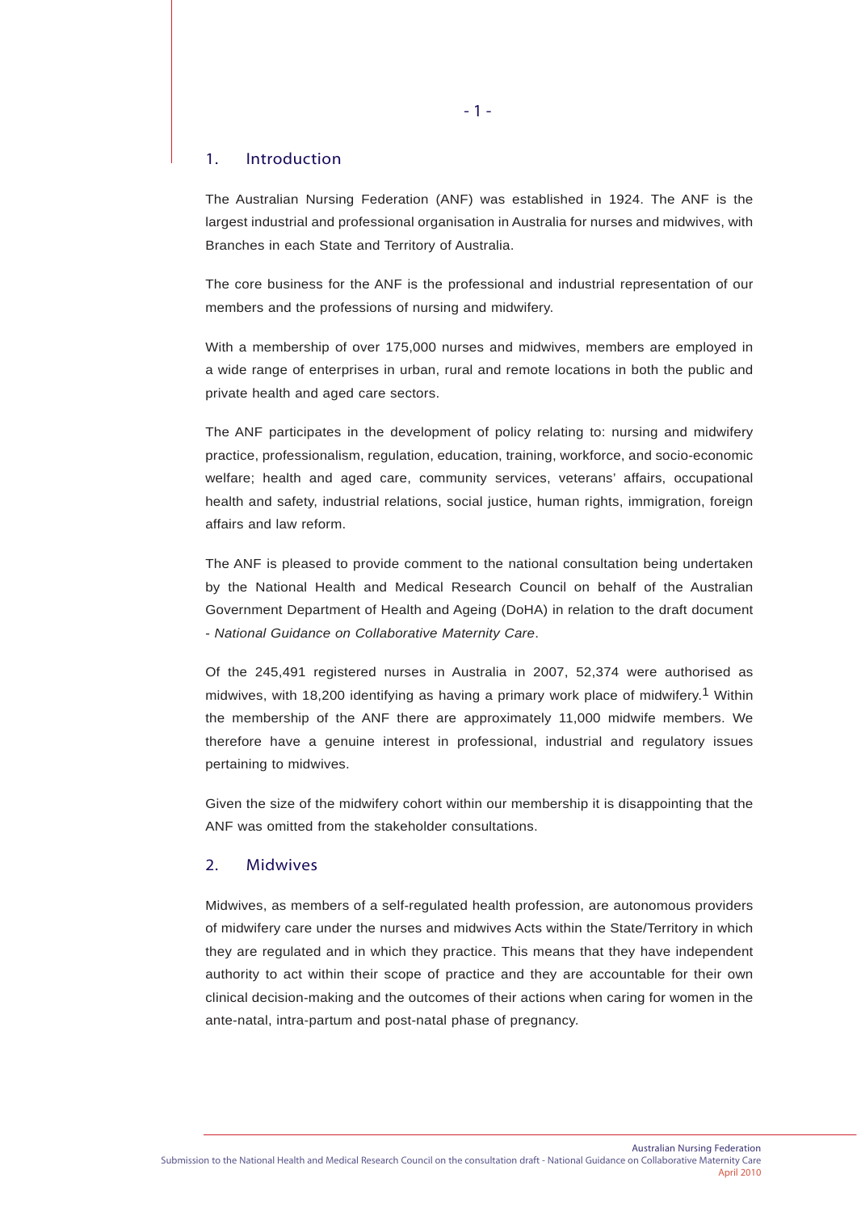## 1. Introduction

The Australian Nursing Federation (ANF) was established in 1924. The ANF is the largest industrial and professional organisation in Australia for nurses and midwives, with Branches in each State and Territory of Australia.

The core business for the ANF is the professional and industrial representation of our members and the professions of nursing and midwifery.

With a membership of over 175,000 nurses and midwives, members are employed in a wide range of enterprises in urban, rural and remote locations in both the public and private health and aged care sectors.

The ANF participates in the development of policy relating to: nursing and midwifery practice, professionalism, regulation, education, training, workforce, and socio-economic welfare; health and aged care, community services, veterans' affairs, occupational health and safety, industrial relations, social justice, human rights, immigration, foreign affairs and law reform.

The ANF is pleased to provide comment to the national consultation being undertaken by the National Health and Medical Research Council on behalf of the Australian Government Department of Health and Ageing (DoHA) in relation to the draft document - *National Guidance on Collaborative Maternity Care*.

Of the 245,491 registered nurses in Australia in 2007, 52,374 were authorised as midwives, with 18,200 identifying as having a primary work place of midwifery.[1] Within the membership of the ANF there are approximately 11,000 midwife members. We therefore have a genuine interest in professional, industrial and regulatory issues pertaining to midwives.

Given the size of the midwifery cohort within our membership it is disappointing that the ANF was omitted from the stakeholder consultations.

## 2. Midwives

Midwives, as members of a self-regulated health profession, are autonomous providers of midwifery care under the nurses and midwives Acts within the State/Territory in which they are regulated and in which they practice. This means that they have independent authority to act within their scope of practice and they are accountable for their own clinical decision-making and the outcomes of their actions when caring for women in the ante-natal, intra-partum and post-natal phase of pregnancy.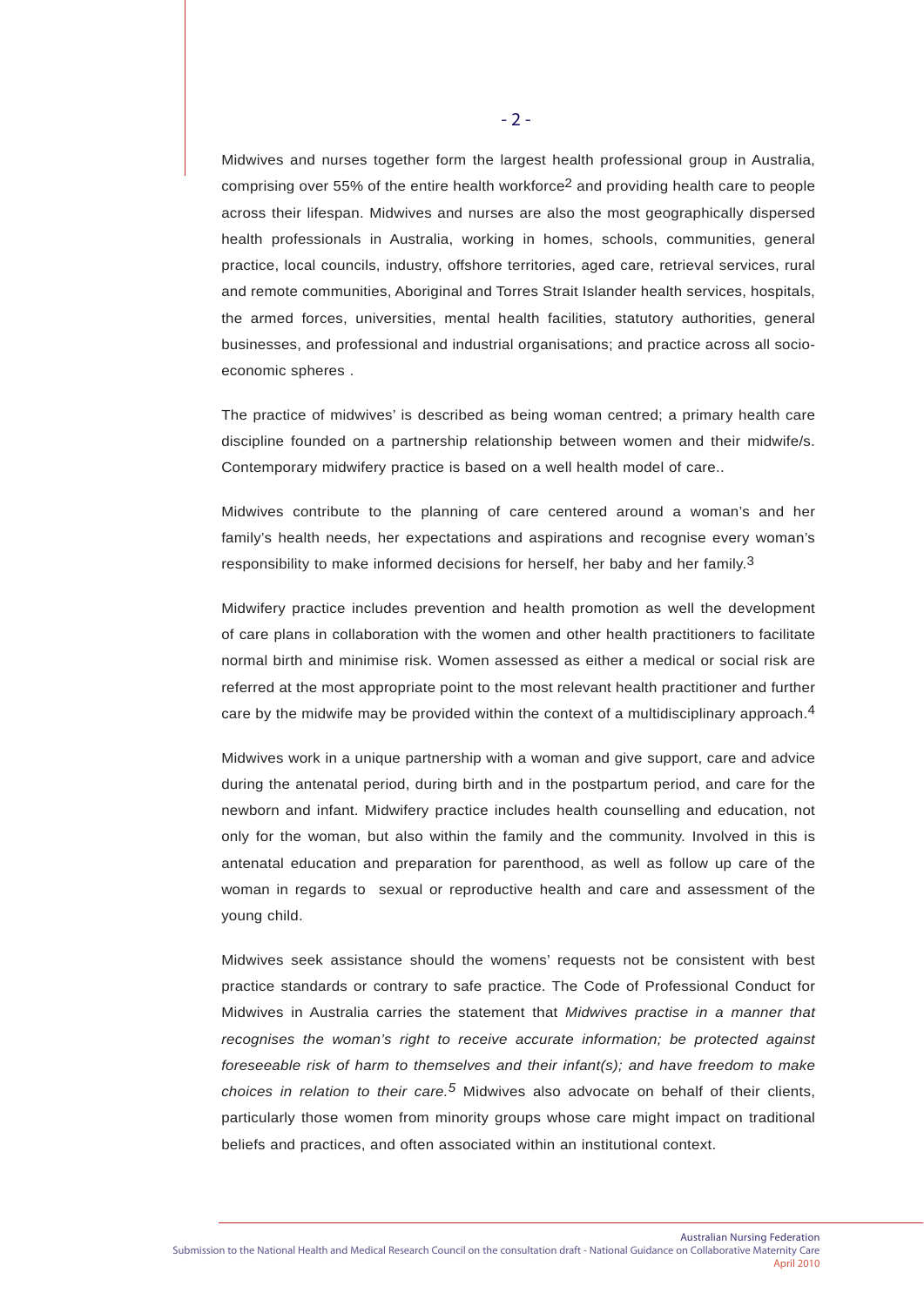Midwives and nurses together form the largest health professional group in Australia, comprising over 55% of the entire health workforce[2] and providing health care to people across their lifespan. Midwives and nurses are also the most geographically dispersed health professionals in Australia, working in homes, schools, communities, general practice, local councils, industry, offshore territories, aged care, retrieval services, rural and remote communities, Aboriginal and Torres Strait Islander health services, hospitals, the armed forces, universities, mental health facilities, statutory authorities, general businesses, and professional and industrial organisations; and practice across all socio-economic spheres .

The practice of midwives' is described as being woman centred; a primary health care discipline founded on a partnership relationship between women and their midwife/s. Contemporary midwifery practice is based on a well health model of care..

Midwives contribute to the planning of care centered around a woman's and her family's health needs, her expectations and aspirations and recognise every woman's responsibility to make informed decisions for herself, her baby and her family.[3]

Midwifery practice includes prevention and health promotion as well the development of care plans in collaboration with the women and other health practitioners to facilitate normal birth and minimise risk. Women assessed as either a medical or social risk are referred at the most appropriate point to the most relevant health practitioner and further care by the midwife may be provided within the context of a multidisciplinary approach.[4]

Midwives work in a unique partnership with a woman and give support, care and advice during the antenatal period, during birth and in the postpartum period, and care for the newborn and infant. Midwifery practice includes health counselling and education, not only for the woman, but also within the family and the community. Involved in this is antenatal education and preparation for parenthood, as well as follow up care of the woman in regards to sexual or reproductive health and care and assessment of the young child.

Midwives seek assistance should the womens' requests not be consistent with best practice standards or contrary to safe practice. The Code of Professional Conduct for Midwives in Australia carries the statement that *Midwives practise in a manner that recognises the woman's right to receive accurate information; be protected against foreseeable risk of harm to themselves and their infant(s); and have freedom to make choices in relation to their care.*[5] Midwives also advocate on behalf of their clients, particularly those women from minority groups whose care might impact on traditional beliefs and practices, and often associated within an institutional context.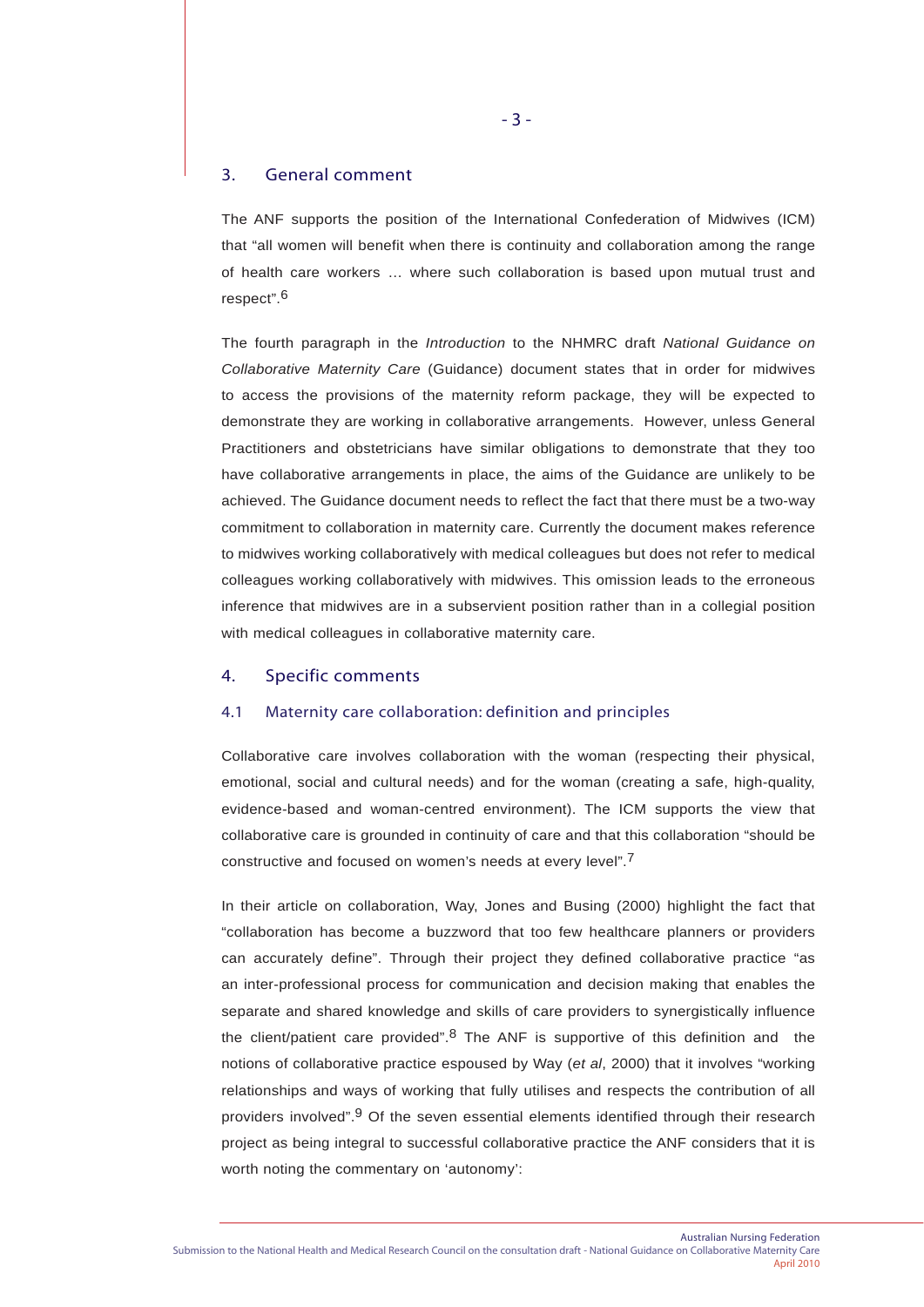## 3. General comment

The ANF supports the position of the International Confederation of Midwives (ICM) that "all women will benefit when there is continuity and collaboration among the range of health care workers ... where such collaboration is based upon mutual trust and respect".[6]

The fourth paragraph in the *Introduction* to the NHMRC draft *National Guidance on Collaborative Maternity Care* (Guidance) document states that in order for midwives to access the provisions of the maternity reform package, they will be expected to demonstrate they are working in collaborative arrangements. However, unless General Practitioners and obstetricians have similar obligations to demonstrate that they too have collaborative arrangements in place, the aims of the Guidance are unlikely to be achieved. The Guidance document needs to reflect the fact that there must be a two-way commitment to collaboration in maternity care. Currently the document makes reference to midwives working collaboratively with medical colleagues but does not refer to medical colleagues working collaboratively with midwives. This omission leads to the erroneous inference that midwives are in a subservient position rather than in a collegial position with medical colleagues in collaborative maternity care.

## 4. Specific comments

### 4.1 Maternity care collaboration: definition and principles

Collaborative care involves collaboration with the woman (respecting their physical, emotional, social and cultural needs) and for the woman (creating a safe, high-quality, evidence-based and woman-centred environment). The ICM supports the view that collaborative care is grounded in continuity of care and that this collaboration "should be constructive and focused on women's needs at every level".[7]

In their article on collaboration, Way, Jones and Busing (2000) highlight the fact that "collaboration has become a buzzword that too few healthcare planners or providers can accurately define". Through their project they defined collaborative practice "as an inter-professional process for communication and decision making that enables the separate and shared knowledge and skills of care providers to synergistically influence the client/patient care provided".[8] The ANF is supportive of this definition and the notions of collaborative practice espoused by Way (*et al*, 2000) that it involves "working relationships and ways of working that fully utilises and respects the contribution of all providers involved".[9] Of the seven essential elements identified through their research project as being integral to successful collaborative practice the ANF considers that it is worth noting the commentary on 'autonomy':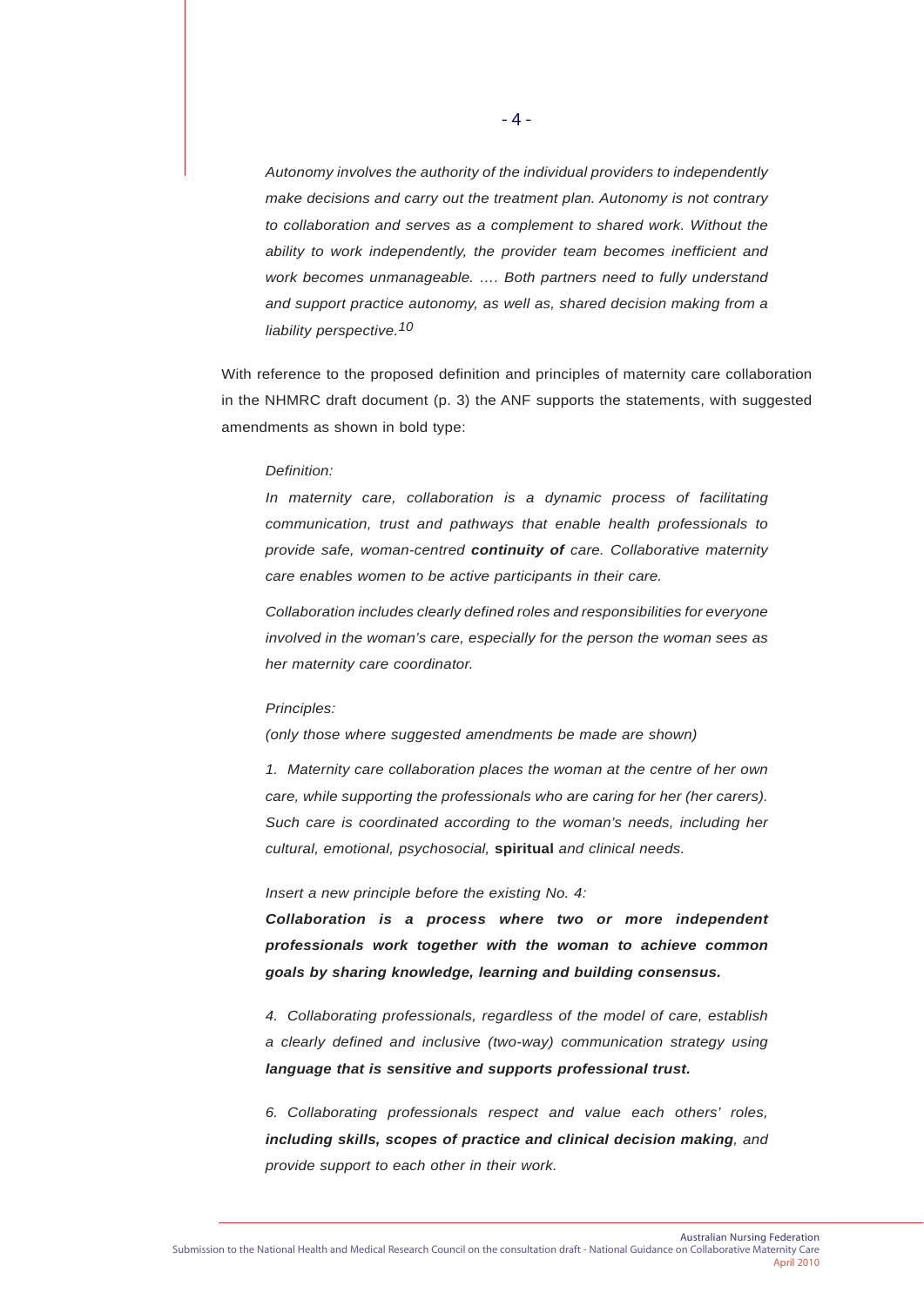*Autonomy involves the authority of the individual providers to independently make decisions and carry out the treatment plan. Autonomy is not contrary to collaboration and serves as a complement to shared work. Without the ability to work independently, the provider team becomes inefficient and work becomes unmanageable. …. Both partners need to fully understand and support practice autonomy, as well as, shared decision making from a liability perspective.*[10]

With reference to the proposed definition and principles of maternity care collaboration in the NHMRC draft document (p. 3) the ANF supports the statements, with suggested amendments as shown in bold type:

*Definition:*

*In maternity care, collaboration is a dynamic process of facilitating communication, trust and pathways that enable health professionals to provide safe, woman-centred* ***continuity of*** *care. Collaborative maternity care enables women to be active participants in their care.*

*Collaboration includes clearly defined roles and responsibilities for everyone involved in the woman's care, especially for the person the woman sees as her maternity care coordinator.*

*Principles:*

*(only those where suggested amendments be made are shown)*

*1. Maternity care collaboration places the woman at the centre of her own care, while supporting the professionals who are caring for her (her carers). Such care is coordinated according to the woman's needs, including her cultural, emotional, psychosocial,* **spiritual** *and clinical needs.*

*Insert a new principle before the existing No. 4:*

***Collaboration is a process where two or more independent professionals work together with the woman to achieve common goals by sharing knowledge, learning and building consensus.***

*4. Collaborating professionals, regardless of the model of care, establish a clearly defined and inclusive (two-way) communication strategy using* ***language that is sensitive and supports professional trust.***

*6. Collaborating professionals respect and value each others' roles,* ***including skills, scopes of practice and clinical decision making****, and provide support to each other in their work.*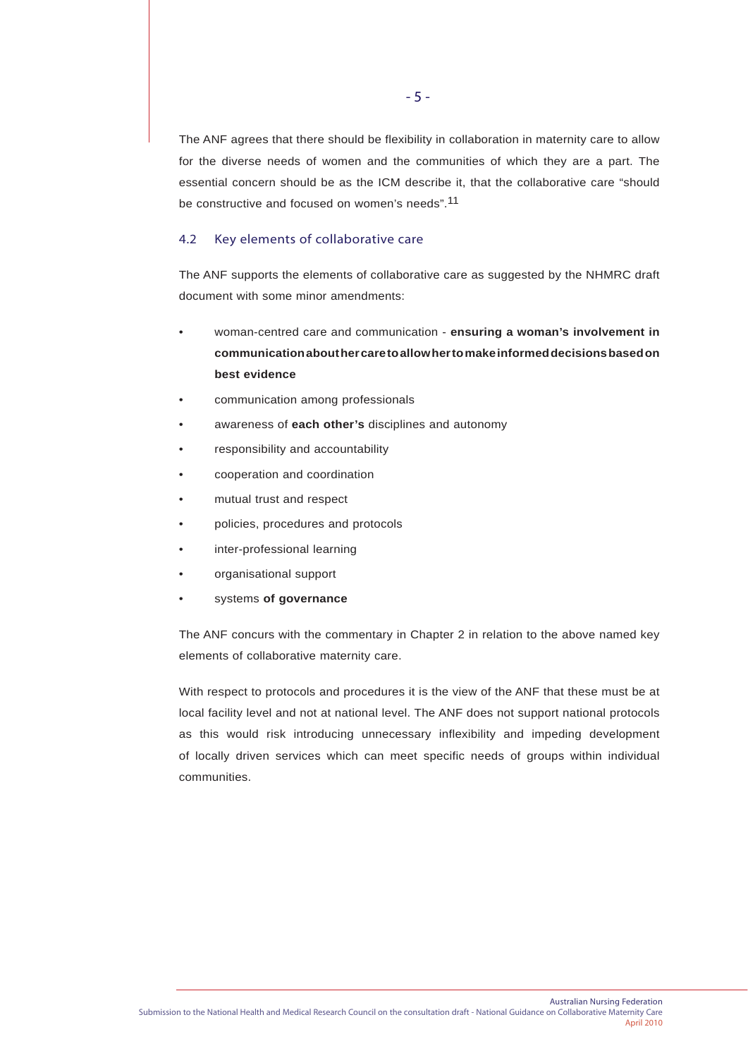The ANF agrees that there should be flexibility in collaboration in maternity care to allow for the diverse needs of women and the communities of which they are a part. The essential concern should be as the ICM describe it, that the collaborative care "should be constructive and focused on women's needs".[11]

### 4.2 Key elements of collaborative care

The ANF supports the elements of collaborative care as suggested by the NHMRC draft document with some minor amendments:

- woman-centred care and communication - **ensuring a woman's involvement in communication about her care to allow her to make informed decisions based on best evidence**
- communication among professionals
- awareness of **each other's** disciplines and autonomy
- responsibility and accountability
- cooperation and coordination
- mutual trust and respect
- policies, procedures and protocols
- inter-professional learning
- organisational support
- systems **of governance**

The ANF concurs with the commentary in Chapter 2 in relation to the above named key elements of collaborative maternity care.

With respect to protocols and procedures it is the view of the ANF that these must be at local facility level and not at national level. The ANF does not support national protocols as this would risk introducing unnecessary inflexibility and impeding development of locally driven services which can meet specific needs of groups within individual communities.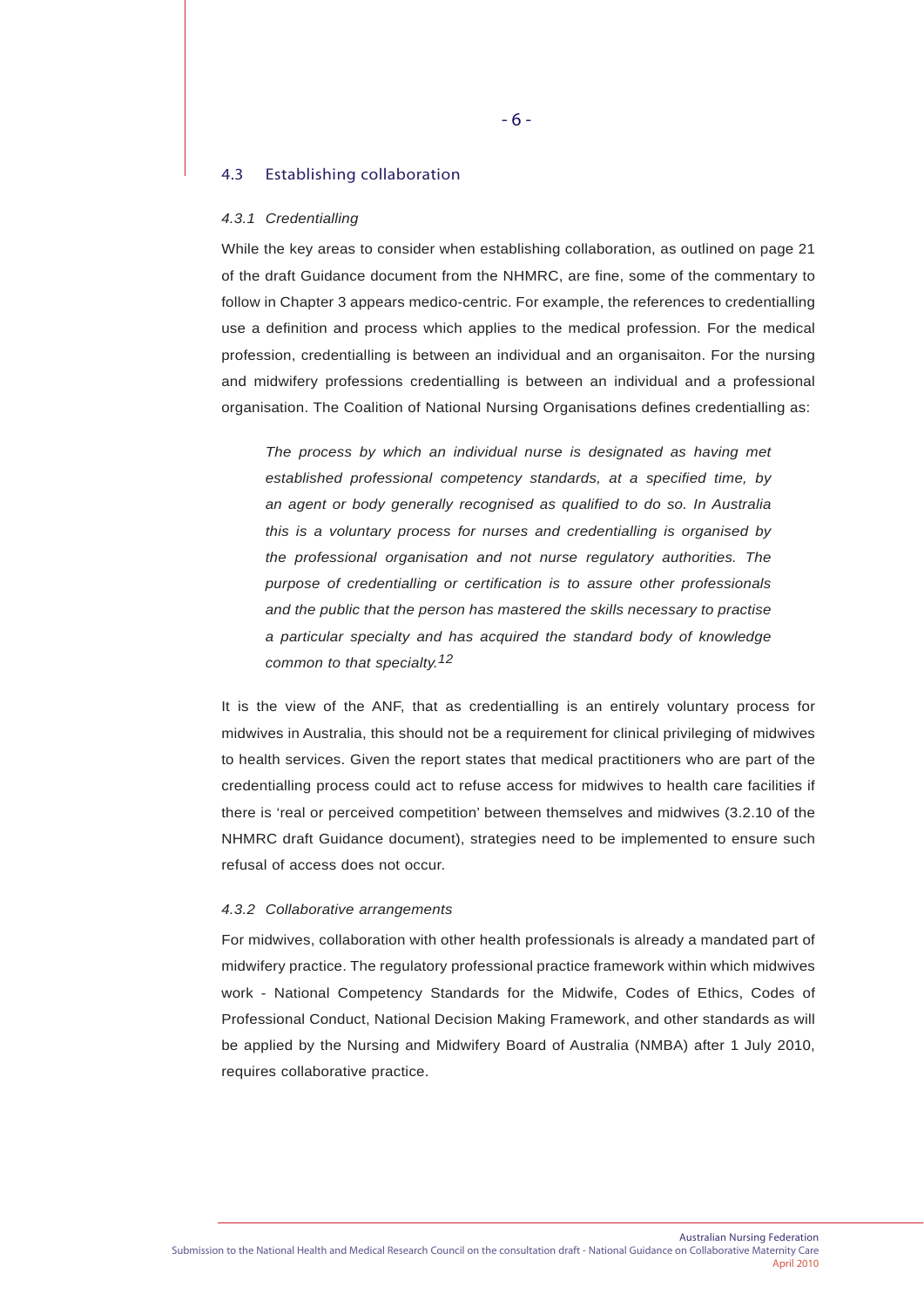## 4.3 Establishing collaboration

### *4.3.1 Credentialling*

While the key areas to consider when establishing collaboration, as outlined on page 21 of the draft Guidance document from the NHMRC, are fine, some of the commentary to follow in Chapter 3 appears medico-centric. For example, the references to credentialling use a definition and process which applies to the medical profession. For the medical profession, credentialling is between an individual and an organisaiton. For the nursing and midwifery professions credentialling is between an individual and a professional organisation. The Coalition of National Nursing Organisations defines credentialling as:

> *The process by which an individual nurse is designated as having met established professional competency standards, at a specified time, by an agent or body generally recognised as qualified to do so. In Australia this is a voluntary process for nurses and credentialling is organised by the professional organisation and not nurse regulatory authorities. The purpose of credentialling or certification is to assure other professionals and the public that the person has mastered the skills necessary to practise a particular specialty and has acquired the standard body of knowledge common to that specialty.*[12]

It is the view of the ANF, that as credentialling is an entirely voluntary process for midwives in Australia, this should not be a requirement for clinical privileging of midwives to health services. Given the report states that medical practitioners who are part of the credentialling process could act to refuse access for midwives to health care facilities if there is 'real or perceived competition' between themselves and midwives (3.2.10 of the NHMRC draft Guidance document), strategies need to be implemented to ensure such refusal of access does not occur.

### *4.3.2 Collaborative arrangements*

For midwives, collaboration with other health professionals is already a mandated part of midwifery practice. The regulatory professional practice framework within which midwives work - National Competency Standards for the Midwife, Codes of Ethics, Codes of Professional Conduct, National Decision Making Framework, and other standards as will be applied by the Nursing and Midwifery Board of Australia (NMBA) after 1 July 2010, requires collaborative practice.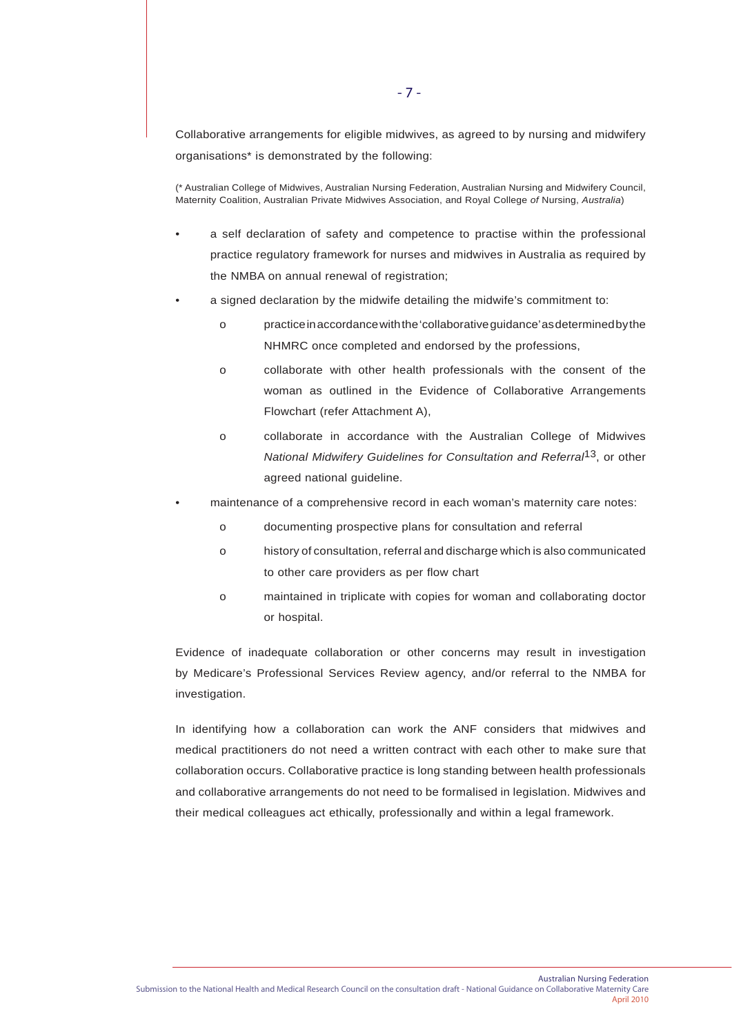Collaborative arrangements for eligible midwives, as agreed to by nursing and midwifery organisations* is demonstrated by the following:

(* Australian College of Midwives, Australian Nursing Federation, Australian Nursing and Midwifery Council, Maternity Coalition, Australian Private Midwives Association, and Royal College *of* Nursing, *Australia*)

- a self declaration of safety and competence to practise within the professional practice regulatory framework for nurses and midwives in Australia as required by the NMBA on annual renewal of registration;
- a signed declaration by the midwife detailing the midwife's commitment to:
  - practice in accordance with the 'collaborative guidance' as determined by the NHMRC once completed and endorsed by the professions,
  - collaborate with other health professionals with the consent of the woman as outlined in the Evidence of Collaborative Arrangements Flowchart (refer Attachment A),
  - collaborate in accordance with the Australian College of Midwives *National Midwifery Guidelines for Consultation and Referral*[13], or other agreed national guideline.
- maintenance of a comprehensive record in each woman's maternity care notes:
  - documenting prospective plans for consultation and referral
  - history of consultation, referral and discharge which is also communicated to other care providers as per flow chart
  - maintained in triplicate with copies for woman and collaborating doctor or hospital.

Evidence of inadequate collaboration or other concerns may result in investigation by Medicare's Professional Services Review agency, and/or referral to the NMBA for investigation.

In identifying how a collaboration can work the ANF considers that midwives and medical practitioners do not need a written contract with each other to make sure that collaboration occurs. Collaborative practice is long standing between health professionals and collaborative arrangements do not need to be formalised in legislation. Midwives and their medical colleagues act ethically, professionally and within a legal framework.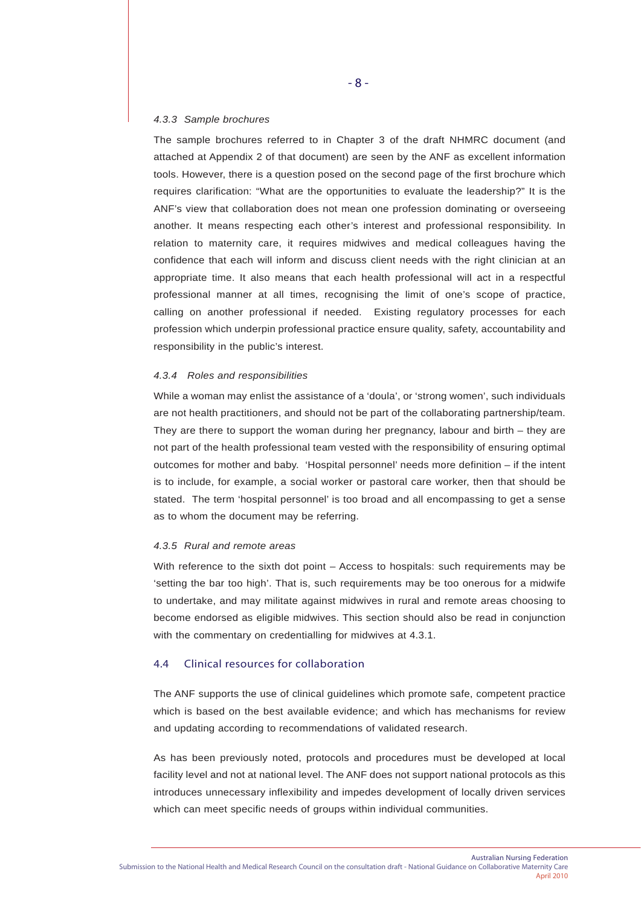*4.3.3 Sample brochures*

The sample brochures referred to in Chapter 3 of the draft NHMRC document (and attached at Appendix 2 of that document) are seen by the ANF as excellent information tools. However, there is a question posed on the second page of the first brochure which requires clarification: “What are the opportunities to evaluate the leadership?” It is the ANF’s view that collaboration does not mean one profession dominating or overseeing another. It means respecting each other’s interest and professional responsibility. In relation to maternity care, it requires midwives and medical colleagues having the confidence that each will inform and discuss client needs with the right clinician at an appropriate time. It also means that each health professional will act in a respectful professional manner at all times, recognising the limit of one’s scope of practice, calling on another professional if needed. Existing regulatory processes for each profession which underpin professional practice ensure quality, safety, accountability and responsibility in the public’s interest.

*4.3.4 Roles and responsibilities*

While a woman may enlist the assistance of a ‘doula’, or ‘strong women’, such individuals are not health practitioners, and should not be part of the collaborating partnership/team. They are there to support the woman during her pregnancy, labour and birth – they are not part of the health professional team vested with the responsibility of ensuring optimal outcomes for mother and baby. ‘Hospital personnel’ needs more definition – if the intent is to include, for example, a social worker or pastoral care worker, then that should be stated. The term ‘hospital personnel’ is too broad and all encompassing to get a sense as to whom the document may be referring.

*4.3.5 Rural and remote areas*

With reference to the sixth dot point – Access to hospitals: such requirements may be ‘setting the bar too high’. That is, such requirements may be too onerous for a midwife to undertake, and may militate against midwives in rural and remote areas choosing to become endorsed as eligible midwives. This section should also be read in conjunction with the commentary on credentialling for midwives at 4.3.1.

## 4.4 Clinical resources for collaboration

The ANF supports the use of clinical guidelines which promote safe, competent practice which is based on the best available evidence; and which has mechanisms for review and updating according to recommendations of validated research.

As has been previously noted, protocols and procedures must be developed at local facility level and not at national level. The ANF does not support national protocols as this introduces unnecessary inflexibility and impedes development of locally driven services which can meet specific needs of groups within individual communities.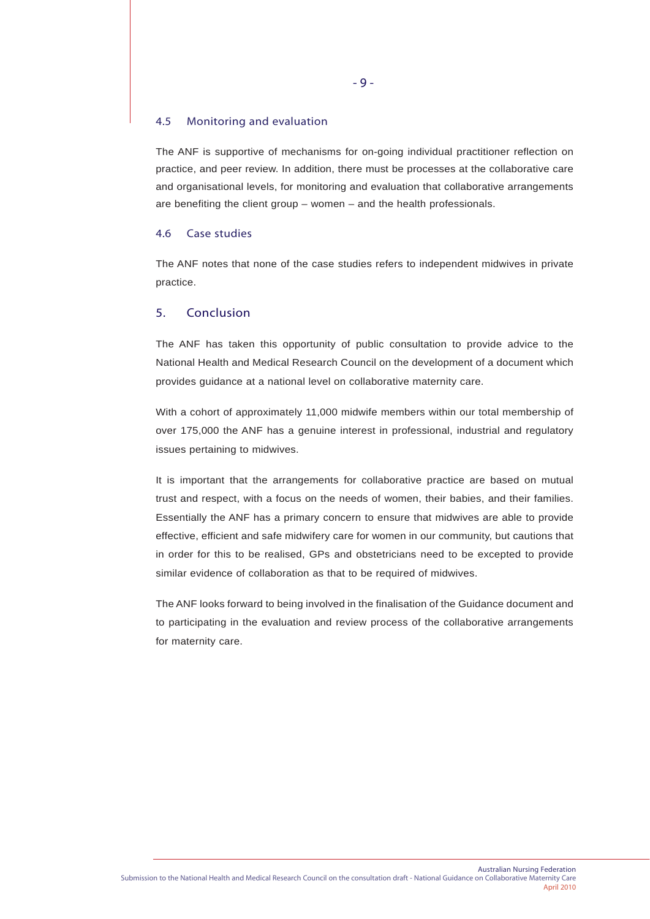### 4.5 Monitoring and evaluation

The ANF is supportive of mechanisms for on-going individual practitioner reflection on practice, and peer review. In addition, there must be processes at the collaborative care and organisational levels, for monitoring and evaluation that collaborative arrangements are benefiting the client group – women – and the health professionals.

### 4.6 Case studies

The ANF notes that none of the case studies refers to independent midwives in private practice.

## 5. Conclusion

The ANF has taken this opportunity of public consultation to provide advice to the National Health and Medical Research Council on the development of a document which provides guidance at a national level on collaborative maternity care.

With a cohort of approximately 11,000 midwife members within our total membership of over 175,000 the ANF has a genuine interest in professional, industrial and regulatory issues pertaining to midwives.

It is important that the arrangements for collaborative practice are based on mutual trust and respect, with a focus on the needs of women, their babies, and their families. Essentially the ANF has a primary concern to ensure that midwives are able to provide effective, efficient and safe midwifery care for women in our community, but cautions that in order for this to be realised, GPs and obstetricians need to be excepted to provide similar evidence of collaboration as that to be required of midwives.

The ANF looks forward to being involved in the finalisation of the Guidance document and to participating in the evaluation and review process of the collaborative arrangements for maternity care.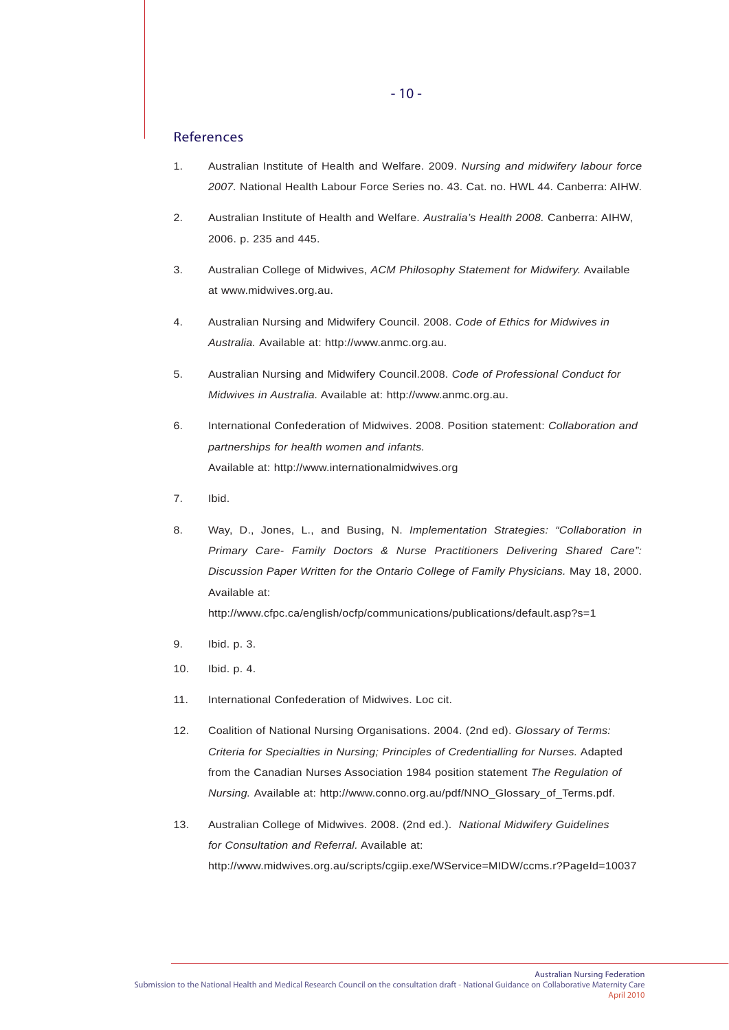## References

1. Australian Institute of Health and Welfare. 2009. *Nursing and midwifery labour force 2007.* National Health Labour Force Series no. 43. Cat. no. HWL 44. Canberra: AIHW.

2. Australian Institute of Health and Welfare. *Australia's Health 2008.* Canberra: AIHW, 2006. p. 235 and 445.

3. Australian College of Midwives, *ACM Philosophy Statement for Midwifery.* Available at www.midwives.org.au.

4. Australian Nursing and Midwifery Council. 2008. *Code of Ethics for Midwives in Australia.* Available at: http://www.anmc.org.au.

5. Australian Nursing and Midwifery Council.2008. *Code of Professional Conduct for Midwives in Australia.* Available at: http://www.anmc.org.au.

6. International Confederation of Midwives. 2008. Position statement: *Collaboration and partnerships for health women and infants.*
   Available at: http://www.internationalmidwives.org

7. Ibid.

8. Way, D., Jones, L., and Busing, N. *Implementation Strategies: "Collaboration in Primary Care- Family Doctors & Nurse Practitioners Delivering Shared Care": Discussion Paper Written for the Ontario College of Family Physicians.* May 18, 2000. Available at:
   http://www.cfpc.ca/english/ocfp/communications/publications/default.asp?s=1

9. Ibid. p. 3.

10. Ibid. p. 4.

11. International Confederation of Midwives. Loc cit.

12. Coalition of National Nursing Organisations. 2004. (2nd ed). *Glossary of Terms: Criteria for Specialties in Nursing; Principles of Credentialling for Nurses.* Adapted from the Canadian Nurses Association 1984 position statement *The Regulation of Nursing.* Available at: http://www.conno.org.au/pdf/NNO_Glossary_of_Terms.pdf.

13. Australian College of Midwives. 2008. (2nd ed.). *National Midwifery Guidelines for Consultation and Referral.* Available at:
    http://www.midwives.org.au/scripts/cgiip.exe/WService=MIDW/ccms.r?PageId=10037